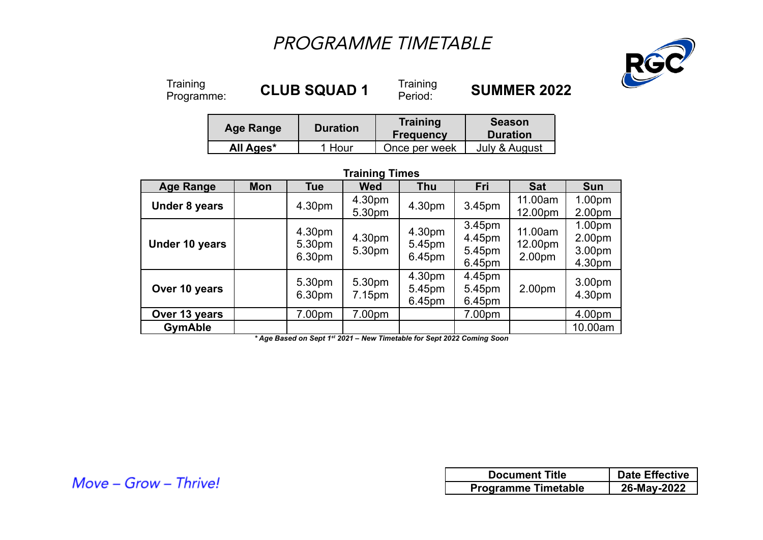# PROGRAMME TIMETABLE

Training Programme: **CLUB SQUAD 1** Training Period: **SUMMER 2022**

| Age Range | Duration | Training Frequency | Season Duration |
|---|---|---|---|
| **All Ages*** | 1 Hour | Once per week | July & August |

**Training Times**

| Age Range | Mon | Tue | Wed | Thu | Fri | Sat | Sun |
|---|---|---|---|---|---|---|---|
| **Under 8 years** | | 4.30pm | 4.30pm<br>5.30pm | 4.30pm | 3.45pm | 11.00am<br>12.00pm | 1.00pm<br>2.00pm |
| **Under 10 years** | | 4.30pm<br>5.30pm<br>6.30pm | 4.30pm<br>5.30pm | 4.30pm<br>5.45pm<br>6.45pm | 3.45pm<br>4.45pm<br>5.45pm<br>6.45pm | 11.00am<br>12.00pm<br>2.00pm | 1.00pm<br>2.00pm<br>3.00pm<br>4.30pm |
| **Over 10 years** | | 5.30pm<br>6.30pm | 5.30pm<br>7.15pm | 4.30pm<br>5.45pm<br>6.45pm | 4.45pm<br>5.45pm<br>6.45pm | 2.00pm | 3.00pm<br>4.30pm |
| **Over 13 years** | | 7.00pm | 7.00pm | | 7.00pm | | 4.00pm |
| **GymAble** | | | | | | | 10.00am |

***Age Based on Sept 1st 2021 – New Timetable for Sept 2022 Coming Soon***

*Move – Grow – Thrive!*

| Document Title | Date Effective |
|---|---|
| **Programme Timetable** | **26-May-2022** |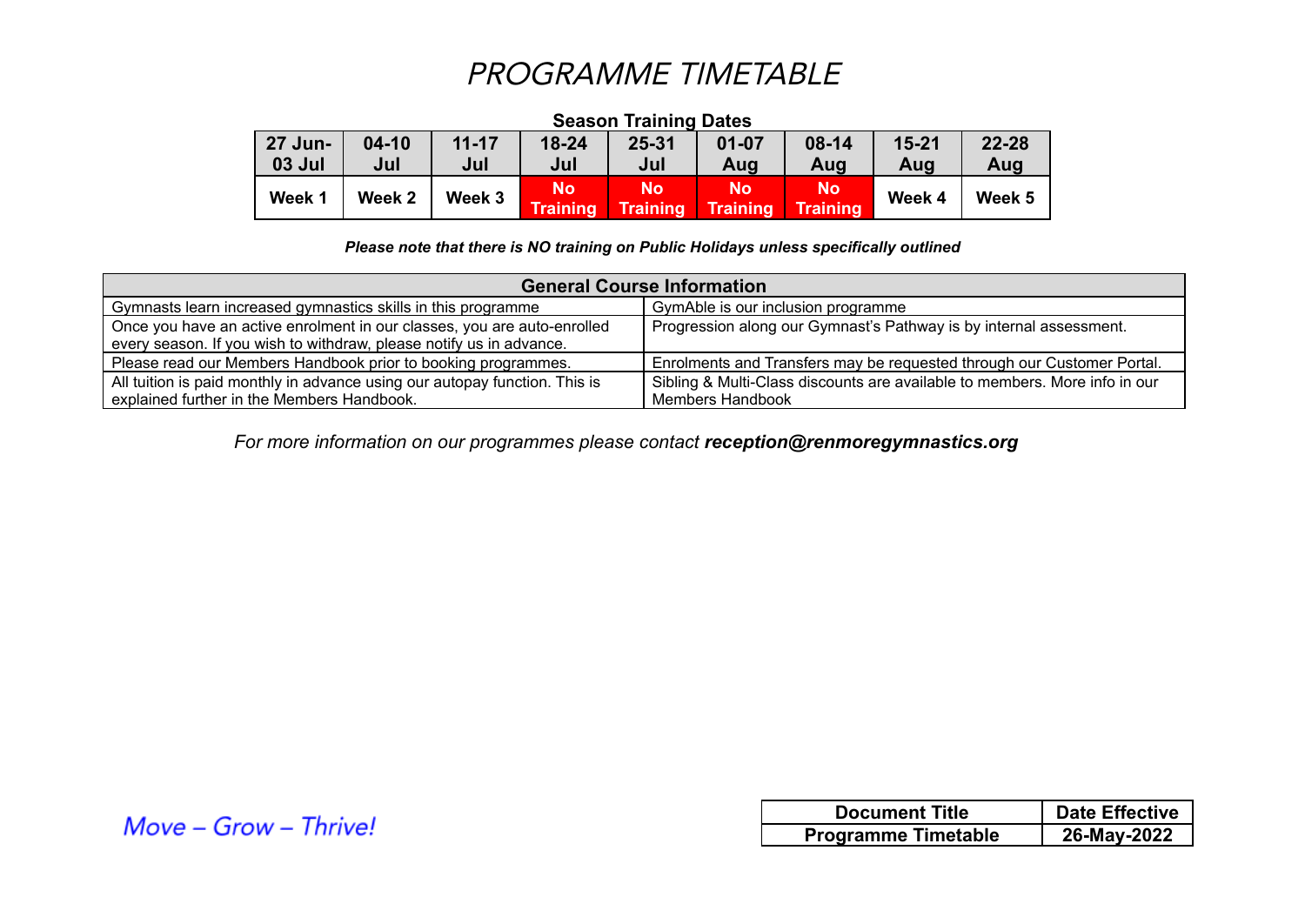# PROGRAMME TIMETABLE

**Season Training Dates**

| 27 Jun-03 Jul | 04-10 Jul | 11-17 Jul | 18-24 Jul | 25-31 Jul | 01-07 Aug | 08-14 Aug | 15-21 Aug | 22-28 Aug |
|---|---|---|---|---|---|---|---|---|
| Week 1 | Week 2 | Week 3 | No Training | No Training | No Training | No Training | Week 4 | Week 5 |

***Please note that there is NO training on Public Holidays unless specifically outlined***

| General Course Information | |
|---|---|
| Gymnasts learn increased gymnastics skills in this programme | GymAble is our inclusion programme |
| Once you have an active enrolment in our classes, you are auto-enrolled every season. If you wish to withdraw, please notify us in advance. | Progression along our Gymnast's Pathway is by internal assessment. |
| Please read our Members Handbook prior to booking programmes. | Enrolments and Transfers may be requested through our Customer Portal. |
| All tuition is paid monthly in advance using our autopay function. This is explained further in the Members Handbook. | Sibling & Multi-Class discounts are available to members. More info in our Members Handbook |

*For more information on our programmes please contact **reception@renmoregymnastics.org***

*Move – Grow – Thrive!*

| Document Title | Date Effective |
|---|---|
| Programme Timetable | 26-May-2022 |